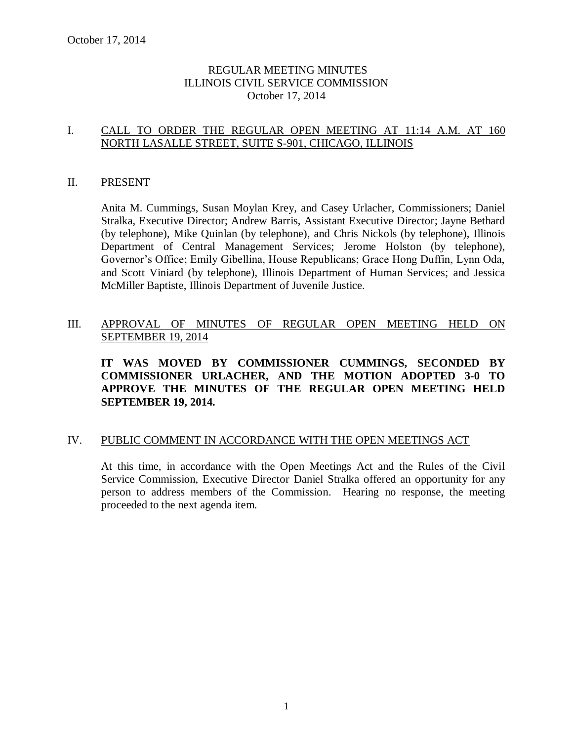# REGULAR MEETING MINUTES
# ILLINOIS CIVIL SERVICE COMMISSION
# October 17, 2014

## I. CALL TO ORDER THE REGULAR OPEN MEETING AT 11:14 A.M. AT 160 NORTH LASALLE STREET, SUITE S-901, CHICAGO, ILLINOIS

## II. PRESENT

Anita M. Cummings, Susan Moylan Krey, and Casey Urlacher, Commissioners; Daniel Stralka, Executive Director; Andrew Barris, Assistant Executive Director; Jayne Bethard (by telephone), Mike Quinlan (by telephone), and Chris Nickols (by telephone), Illinois Department of Central Management Services; Jerome Holston (by telephone), Governor's Office; Emily Gibellina, House Republicans; Grace Hong Duffin, Lynn Oda, and Scott Viniard (by telephone), Illinois Department of Human Services; and Jessica McMiller Baptiste, Illinois Department of Juvenile Justice.

## III. APPROVAL OF MINUTES OF REGULAR OPEN MEETING HELD ON SEPTEMBER 19, 2014

**IT WAS MOVED BY COMMISSIONER CUMMINGS, SECONDED BY COMMISSIONER URLACHER, AND THE MOTION ADOPTED 3-0 TO APPROVE THE MINUTES OF THE REGULAR OPEN MEETING HELD SEPTEMBER 19, 2014.**

## IV. PUBLIC COMMENT IN ACCORDANCE WITH THE OPEN MEETINGS ACT

At this time, in accordance with the Open Meetings Act and the Rules of the Civil Service Commission, Executive Director Daniel Stralka offered an opportunity for any person to address members of the Commission. Hearing no response, the meeting proceeded to the next agenda item.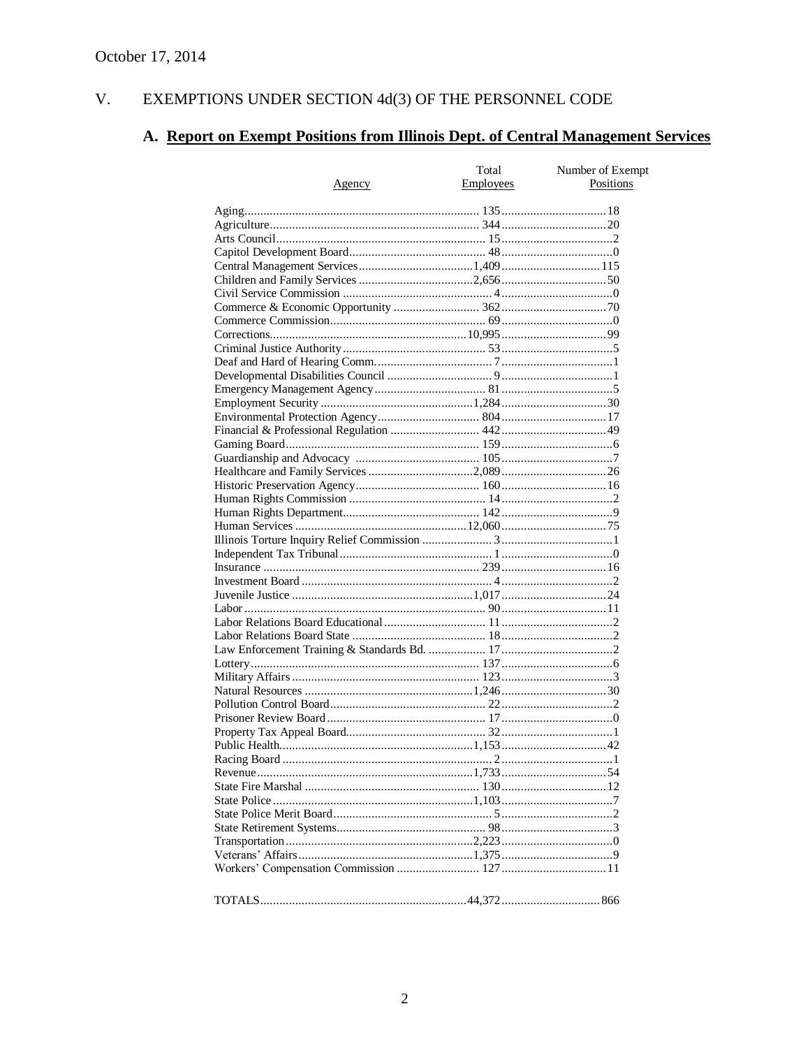October 17, 2014

## V. EXEMPTIONS UNDER SECTION 4d(3) OF THE PERSONNEL CODE

### A. Report on Exempt Positions from Illinois Dept. of Central Management Services

| Agency | Total Employees | Number of Exempt Positions |
|---|---|---|
| Aging | 135 | 18 |
| Agriculture | 344 | 20 |
| Arts Council | 15 | 2 |
| Capitol Development Board | 48 | 0 |
| Central Management Services | 1,409 | 115 |
| Children and Family Services | 2,656 | 50 |
| Civil Service Commission | 4 | 0 |
| Commerce & Economic Opportunity | 362 | 70 |
| Commerce Commission | 69 | 0 |
| Corrections | 10,995 | 99 |
| Criminal Justice Authority | 53 | 5 |
| Deaf and Hard of Hearing Comm. | 7 | 1 |
| Developmental Disabilities Council | 9 | 1 |
| Emergency Management Agency | 81 | 5 |
| Employment Security | 1,284 | 30 |
| Environmental Protection Agency | 804 | 17 |
| Financial & Professional Regulation | 442 | 49 |
| Gaming Board | 159 | 6 |
| Guardianship and Advocacy | 105 | 7 |
| Healthcare and Family Services | 2,089 | 26 |
| Historic Preservation Agency | 160 | 16 |
| Human Rights Commission | 14 | 2 |
| Human Rights Department | 142 | 9 |
| Human Services | 12,060 | 75 |
| Illinois Torture Inquiry Relief Commission | 3 | 1 |
| Independent Tax Tribunal | 1 | 0 |
| Insurance | 239 | 16 |
| Investment Board | 4 | 2 |
| Juvenile Justice | 1,017 | 24 |
| Labor | 90 | 11 |
| Labor Relations Board Educational | 11 | 2 |
| Labor Relations Board State | 18 | 2 |
| Law Enforcement Training & Standards Bd. | 17 | 2 |
| Lottery | 137 | 6 |
| Military Affairs | 123 | 3 |
| Natural Resources | 1,246 | 30 |
| Pollution Control Board | 22 | 2 |
| Prisoner Review Board | 17 | 0 |
| Property Tax Appeal Board | 32 | 1 |
| Public Health | 1,153 | 42 |
| Racing Board | 2 | 1 |
| Revenue | 1,733 | 54 |
| State Fire Marshal | 130 | 12 |
| State Police | 1,103 | 7 |
| State Police Merit Board | 5 | 2 |
| State Retirement Systems | 98 | 3 |
| Transportation | 2,223 | 0 |
| Veterans' Affairs | 1,375 | 9 |
| Workers' Compensation Commission | 127 | 11 |
| TOTALS | 44,372 | 866 |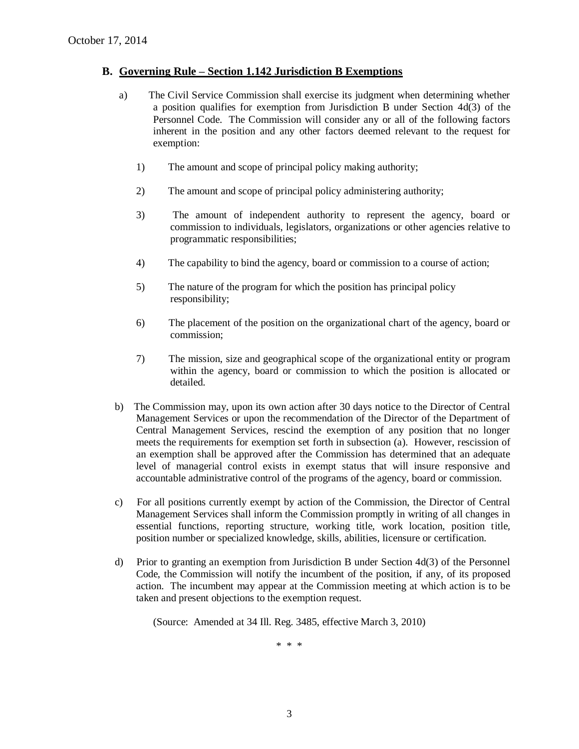## B. Governing Rule – Section 1.142 Jurisdiction B Exemptions

a) The Civil Service Commission shall exercise its judgment when determining whether a position qualifies for exemption from Jurisdiction B under Section 4d(3) of the Personnel Code. The Commission will consider any or all of the following factors inherent in the position and any other factors deemed relevant to the request for exemption:

1) The amount and scope of principal policy making authority;

2) The amount and scope of principal policy administering authority;

3) The amount of independent authority to represent the agency, board or commission to individuals, legislators, organizations or other agencies relative to programmatic responsibilities;

4) The capability to bind the agency, board or commission to a course of action;

5) The nature of the program for which the position has principal policy responsibility;

6) The placement of the position on the organizational chart of the agency, board or commission;

7) The mission, size and geographical scope of the organizational entity or program within the agency, board or commission to which the position is allocated or detailed.

b) The Commission may, upon its own action after 30 days notice to the Director of Central Management Services or upon the recommendation of the Director of the Department of Central Management Services, rescind the exemption of any position that no longer meets the requirements for exemption set forth in subsection (a). However, rescission of an exemption shall be approved after the Commission has determined that an adequate level of managerial control exists in exempt status that will insure responsive and accountable administrative control of the programs of the agency, board or commission.

c) For all positions currently exempt by action of the Commission, the Director of Central Management Services shall inform the Commission promptly in writing of all changes in essential functions, reporting structure, working title, work location, position title, position number or specialized knowledge, skills, abilities, licensure or certification.

d) Prior to granting an exemption from Jurisdiction B under Section 4d(3) of the Personnel Code, the Commission will notify the incumbent of the position, if any, of its proposed action. The incumbent may appear at the Commission meeting at which action is to be taken and present objections to the exemption request.

(Source: Amended at 34 Ill. Reg. 3485, effective March 3, 2010)

\* \* \*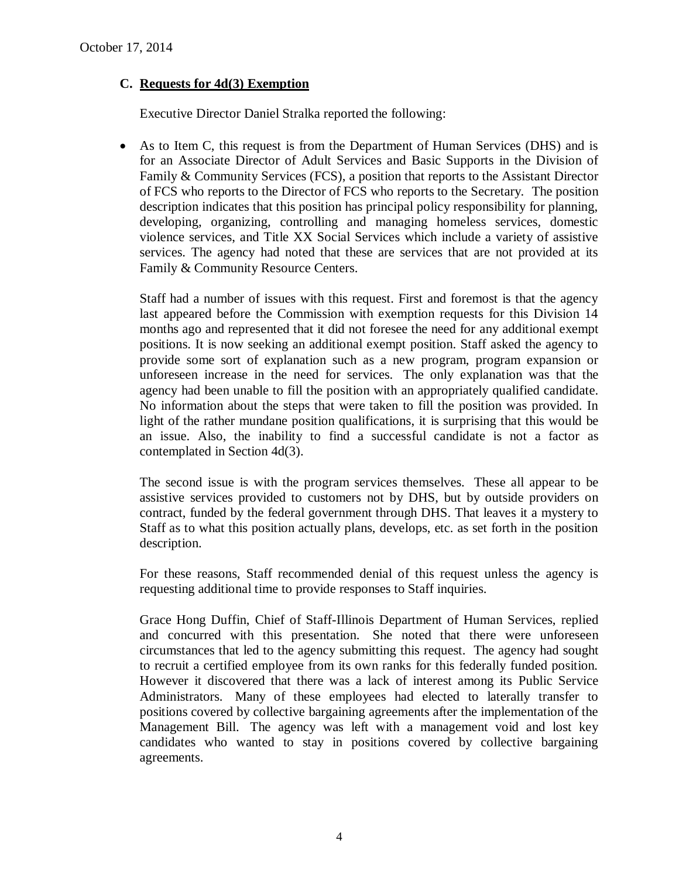October 17, 2014

### C. Requests for 4d(3) Exemption

Executive Director Daniel Stralka reported the following:

- As to Item C, this request is from the Department of Human Services (DHS) and is for an Associate Director of Adult Services and Basic Supports in the Division of Family & Community Services (FCS), a position that reports to the Assistant Director of FCS who reports to the Director of FCS who reports to the Secretary. The position description indicates that this position has principal policy responsibility for planning, developing, organizing, controlling and managing homeless services, domestic violence services, and Title XX Social Services which include a variety of assistive services. The agency had noted that these are services that are not provided at its Family & Community Resource Centers.

  Staff had a number of issues with this request. First and foremost is that the agency last appeared before the Commission with exemption requests for this Division 14 months ago and represented that it did not foresee the need for any additional exempt positions. It is now seeking an additional exempt position. Staff asked the agency to provide some sort of explanation such as a new program, program expansion or unforeseen increase in the need for services. The only explanation was that the agency had been unable to fill the position with an appropriately qualified candidate. No information about the steps that were taken to fill the position was provided. In light of the rather mundane position qualifications, it is surprising that this would be an issue. Also, the inability to find a successful candidate is not a factor as contemplated in Section 4d(3).

  The second issue is with the program services themselves. These all appear to be assistive services provided to customers not by DHS, but by outside providers on contract, funded by the federal government through DHS. That leaves it a mystery to Staff as to what this position actually plans, develops, etc. as set forth in the position description.

  For these reasons, Staff recommended denial of this request unless the agency is requesting additional time to provide responses to Staff inquiries.

  Grace Hong Duffin, Chief of Staff-Illinois Department of Human Services, replied and concurred with this presentation. She noted that there were unforeseen circumstances that led to the agency submitting this request. The agency had sought to recruit a certified employee from its own ranks for this federally funded position. However it discovered that there was a lack of interest among its Public Service Administrators. Many of these employees had elected to laterally transfer to positions covered by collective bargaining agreements after the implementation of the Management Bill. The agency was left with a management void and lost key candidates who wanted to stay in positions covered by collective bargaining agreements.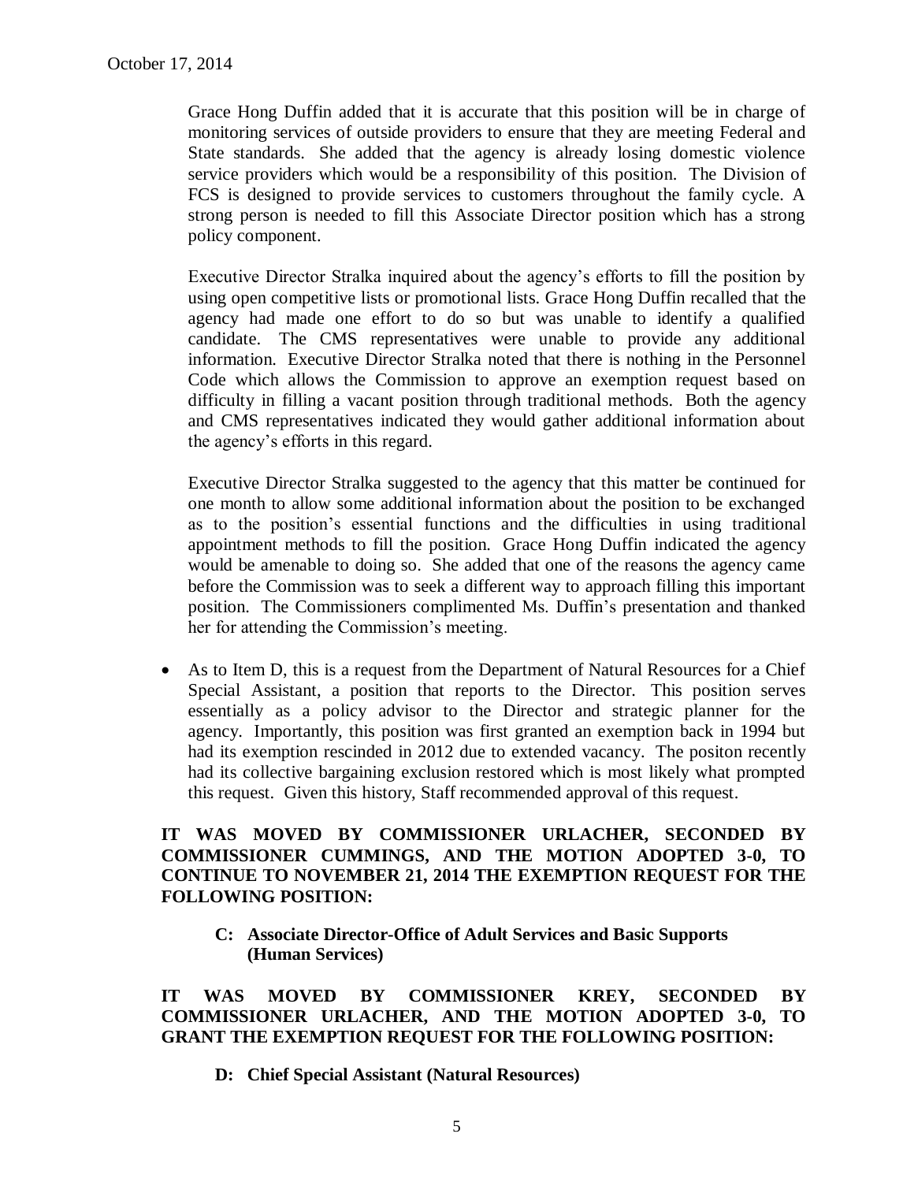Grace Hong Duffin added that it is accurate that this position will be in charge of monitoring services of outside providers to ensure that they are meeting Federal and State standards. She added that the agency is already losing domestic violence service providers which would be a responsibility of this position. The Division of FCS is designed to provide services to customers throughout the family cycle. A strong person is needed to fill this Associate Director position which has a strong policy component.

Executive Director Stralka inquired about the agency's efforts to fill the position by using open competitive lists or promotional lists. Grace Hong Duffin recalled that the agency had made one effort to do so but was unable to identify a qualified candidate. The CMS representatives were unable to provide any additional information. Executive Director Stralka noted that there is nothing in the Personnel Code which allows the Commission to approve an exemption request based on difficulty in filling a vacant position through traditional methods. Both the agency and CMS representatives indicated they would gather additional information about the agency's efforts in this regard.

Executive Director Stralka suggested to the agency that this matter be continued for one month to allow some additional information about the position to be exchanged as to the position's essential functions and the difficulties in using traditional appointment methods to fill the position. Grace Hong Duffin indicated the agency would be amenable to doing so. She added that one of the reasons the agency came before the Commission was to seek a different way to approach filling this important position. The Commissioners complimented Ms. Duffin's presentation and thanked her for attending the Commission's meeting.

- As to Item D, this is a request from the Department of Natural Resources for a Chief Special Assistant, a position that reports to the Director. This position serves essentially as a policy advisor to the Director and strategic planner for the agency. Importantly, this position was first granted an exemption back in 1994 but had its exemption rescinded in 2012 due to extended vacancy. The positon recently had its collective bargaining exclusion restored which is most likely what prompted this request. Given this history, Staff recommended approval of this request.

**IT WAS MOVED BY COMMISSIONER URLACHER, SECONDED BY COMMISSIONER CUMMINGS, AND THE MOTION ADOPTED 3-0, TO CONTINUE TO NOVEMBER 21, 2014 THE EXEMPTION REQUEST FOR THE FOLLOWING POSITION:**

**C: Associate Director-Office of Adult Services and Basic Supports (Human Services)**

**IT WAS MOVED BY COMMISSIONER KREY, SECONDED BY COMMISSIONER URLACHER, AND THE MOTION ADOPTED 3-0, TO GRANT THE EXEMPTION REQUEST FOR THE FOLLOWING POSITION:**

**D: Chief Special Assistant (Natural Resources)**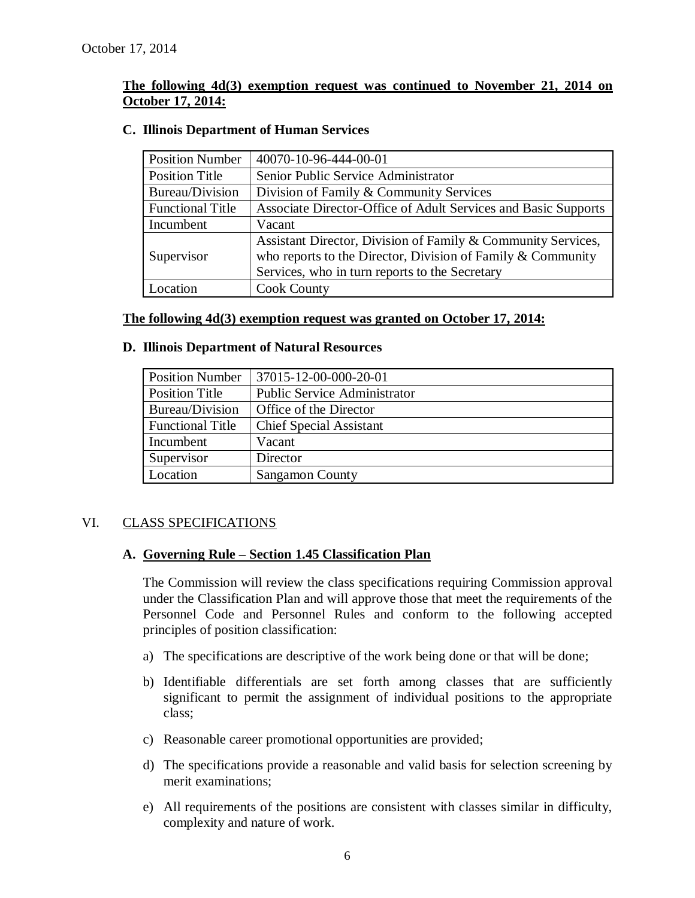October 17, 2014

**The following 4d(3) exemption request was continued to November 21, 2014 on October 17, 2014:**

**C. Illinois Department of Human Services**

| Position Number | 40070-10-96-444-00-01 |
|---|---|
| Position Title | Senior Public Service Administrator |
| Bureau/Division | Division of Family & Community Services |
| Functional Title | Associate Director-Office of Adult Services and Basic Supports |
| Incumbent | Vacant |
| Supervisor | Assistant Director, Division of Family & Community Services, who reports to the Director, Division of Family & Community Services, who in turn reports to the Secretary |
| Location | Cook County |

**The following 4d(3) exemption request was granted on October 17, 2014:**

**D. Illinois Department of Natural Resources**

| Position Number | 37015-12-00-000-20-01 |
|---|---|
| Position Title | Public Service Administrator |
| Bureau/Division | Office of the Director |
| Functional Title | Chief Special Assistant |
| Incumbent | Vacant |
| Supervisor | Director |
| Location | Sangamon County |

VI. CLASS SPECIFICATIONS

**A. Governing Rule – Section 1.45 Classification Plan**

The Commission will review the class specifications requiring Commission approval under the Classification Plan and will approve those that meet the requirements of the Personnel Code and Personnel Rules and conform to the following accepted principles of position classification:

a) The specifications are descriptive of the work being done or that will be done;

b) Identifiable differentials are set forth among classes that are sufficiently significant to permit the assignment of individual positions to the appropriate class;

c) Reasonable career promotional opportunities are provided;

d) The specifications provide a reasonable and valid basis for selection screening by merit examinations;

e) All requirements of the positions are consistent with classes similar in difficulty, complexity and nature of work.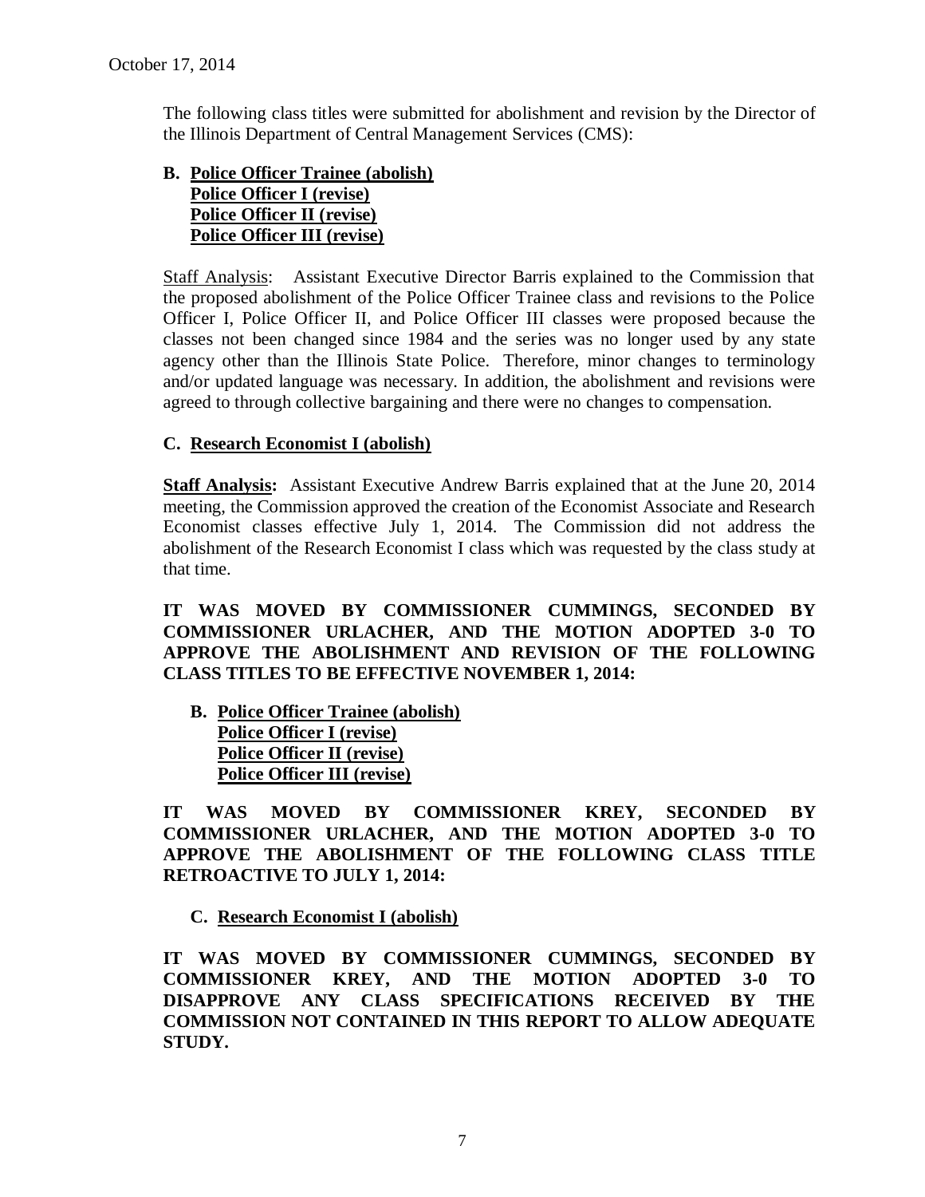October 17, 2014

The following class titles were submitted for abolishment and revision by the Director of the Illinois Department of Central Management Services (CMS):

**B. <u>Police Officer Trainee (abolish)</u>**
**<u>Police Officer I (revise)</u>**
**<u>Police Officer II (revise)</u>**
**<u>Police Officer III (revise)</u>**

<u>Staff Analysis</u>: Assistant Executive Director Barris explained to the Commission that the proposed abolishment of the Police Officer Trainee class and revisions to the Police Officer I, Police Officer II, and Police Officer III classes were proposed because the classes not been changed since 1984 and the series was no longer used by any state agency other than the Illinois State Police. Therefore, minor changes to terminology and/or updated language was necessary. In addition, the abolishment and revisions were agreed to through collective bargaining and there were no changes to compensation.

**C. <u>Research Economist I (abolish)</u>**

**<u>Staff Analysis:</u>** Assistant Executive Andrew Barris explained that at the June 20, 2014 meeting, the Commission approved the creation of the Economist Associate and Research Economist classes effective July 1, 2014. The Commission did not address the abolishment of the Research Economist I class which was requested by the class study at that time.

**IT WAS MOVED BY COMMISSIONER CUMMINGS, SECONDED BY COMMISSIONER URLACHER, AND THE MOTION ADOPTED 3-0 TO APPROVE THE ABOLISHMENT AND REVISION OF THE FOLLOWING CLASS TITLES TO BE EFFECTIVE NOVEMBER 1, 2014:**

**B. <u>Police Officer Trainee (abolish)</u>**
**<u>Police Officer I (revise)</u>**
**<u>Police Officer II (revise)</u>**
**<u>Police Officer III (revise)</u>**

**IT WAS MOVED BY COMMISSIONER KREY, SECONDED BY COMMISSIONER URLACHER, AND THE MOTION ADOPTED 3-0 TO APPROVE THE ABOLISHMENT OF THE FOLLOWING CLASS TITLE RETROACTIVE TO JULY 1, 2014:**

**C. <u>Research Economist I (abolish)</u>**

**IT WAS MOVED BY COMMISSIONER CUMMINGS, SECONDED BY COMMISSIONER KREY, AND THE MOTION ADOPTED 3-0 TO DISAPPROVE ANY CLASS SPECIFICATIONS RECEIVED BY THE COMMISSION NOT CONTAINED IN THIS REPORT TO ALLOW ADEQUATE STUDY.**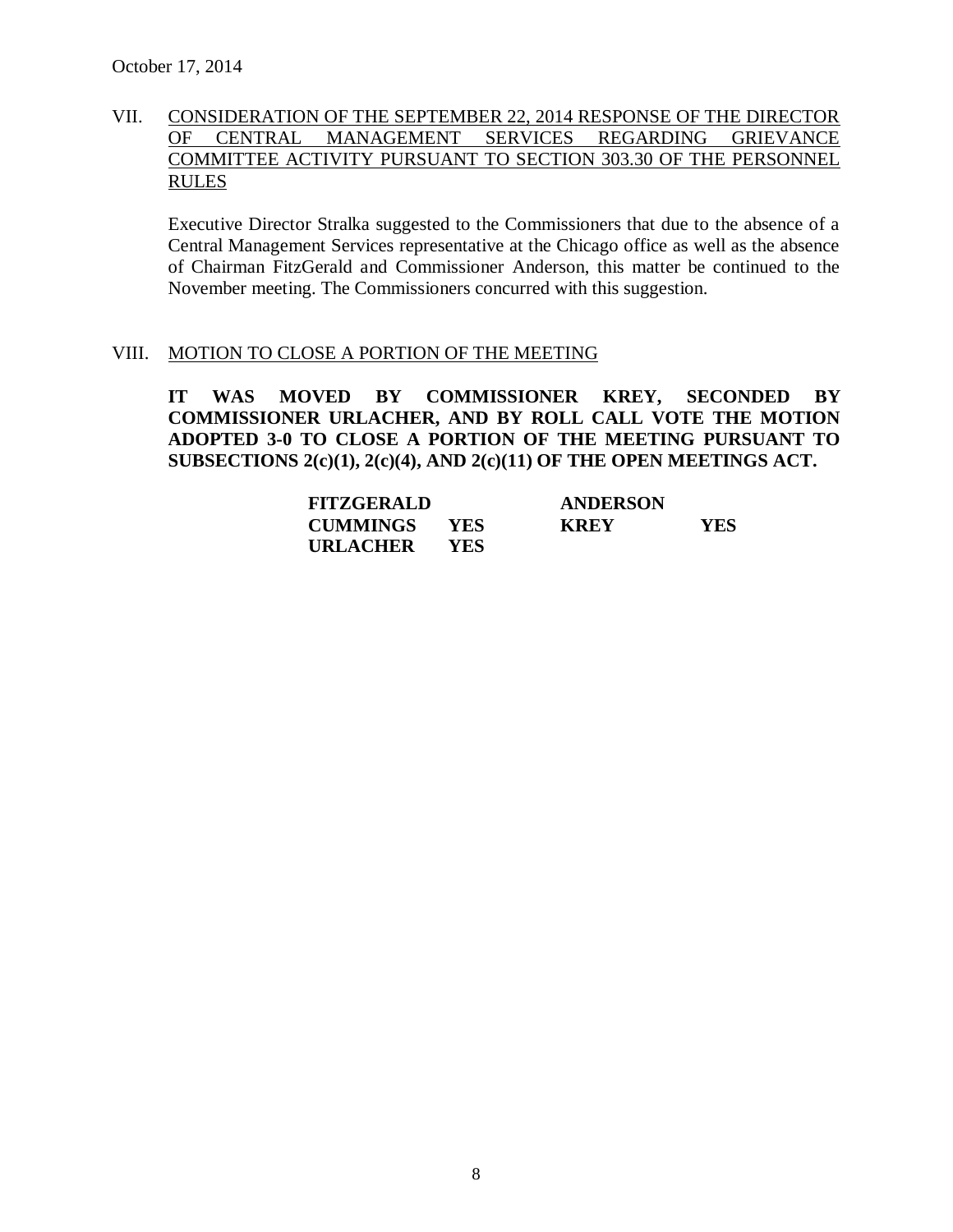October 17, 2014

## VII. CONSIDERATION OF THE SEPTEMBER 22, 2014 RESPONSE OF THE DIRECTOR OF CENTRAL MANAGEMENT SERVICES REGARDING GRIEVANCE COMMITTEE ACTIVITY PURSUANT TO SECTION 303.30 OF THE PERSONNEL RULES

Executive Director Stralka suggested to the Commissioners that due to the absence of a Central Management Services representative at the Chicago office as well as the absence of Chairman FitzGerald and Commissioner Anderson, this matter be continued to the November meeting. The Commissioners concurred with this suggestion.

## VIII. MOTION TO CLOSE A PORTION OF THE MEETING

**IT WAS MOVED BY COMMISSIONER KREY, SECONDED BY COMMISSIONER URLACHER, AND BY ROLL CALL VOTE THE MOTION ADOPTED 3-0 TO CLOSE A PORTION OF THE MEETING PURSUANT TO SUBSECTIONS 2(c)(1), 2(c)(4), AND 2(c)(11) OF THE OPEN MEETINGS ACT.**

| | | | |
|---|---|---|---|
| **FITZGERALD** | | **ANDERSON** | |
| **CUMMINGS** | **YES** | **KREY** | **YES** |
| **URLACHER** | **YES** | | |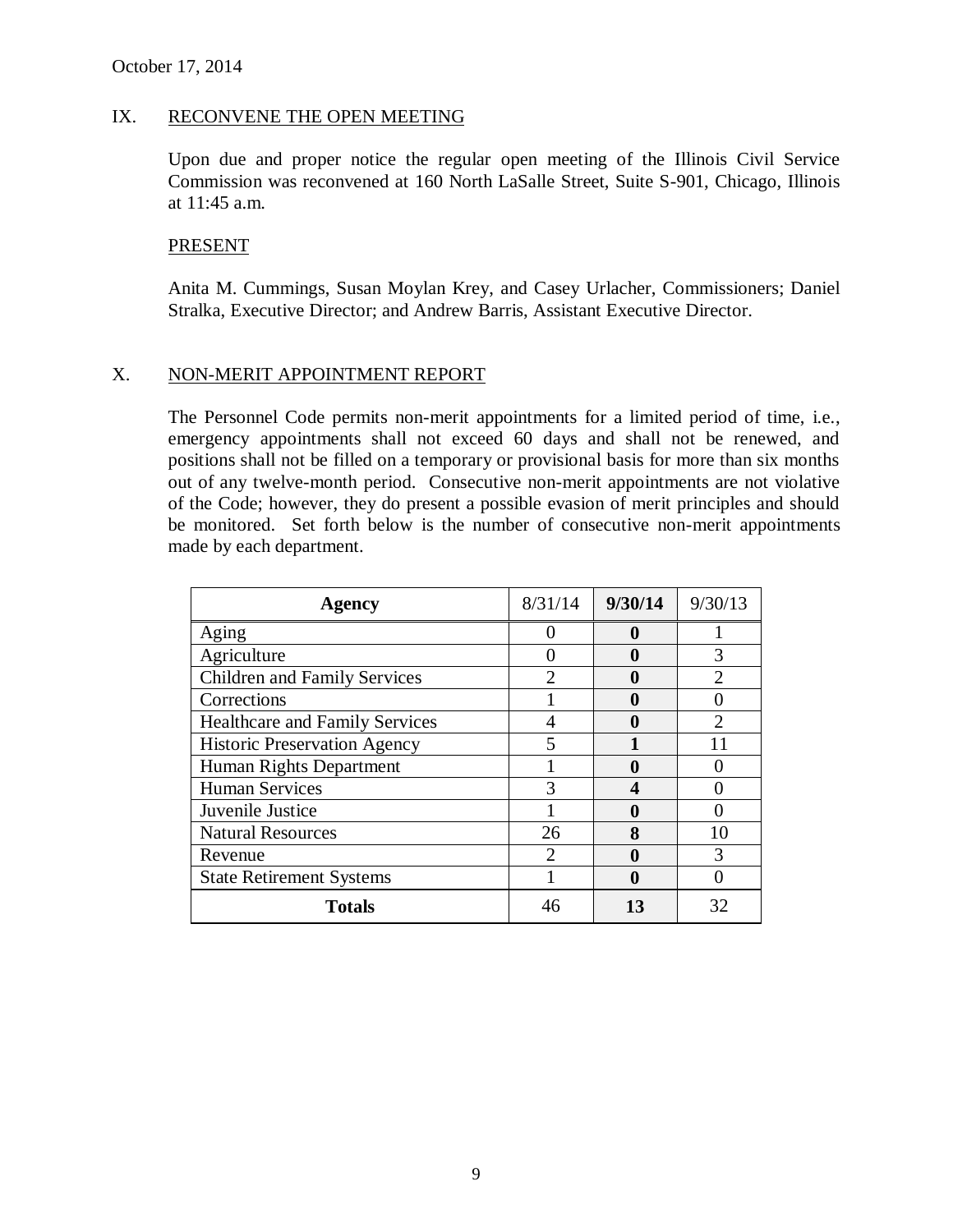October 17, 2014

## IX. RECONVENE THE OPEN MEETING

Upon due and proper notice the regular open meeting of the Illinois Civil Service Commission was reconvened at 160 North LaSalle Street, Suite S-901, Chicago, Illinois at 11:45 a.m.

### PRESENT

Anita M. Cummings, Susan Moylan Krey, and Casey Urlacher, Commissioners; Daniel Stralka, Executive Director; and Andrew Barris, Assistant Executive Director.

## X. NON-MERIT APPOINTMENT REPORT

The Personnel Code permits non-merit appointments for a limited period of time, i.e., emergency appointments shall not exceed 60 days and shall not be renewed, and positions shall not be filled on a temporary or provisional basis for more than six months out of any twelve-month period. Consecutive non-merit appointments are not violative of the Code; however, they do present a possible evasion of merit principles and should be monitored. Set forth below is the number of consecutive non-merit appointments made by each department.

| **Agency** | 8/31/14 | **9/30/14** | 9/30/13 |
|---|---|---|---|
| Aging | 0 | **0** | 1 |
| Agriculture | 0 | **0** | 3 |
| Children and Family Services | 2 | **0** | 2 |
| Corrections | 1 | **0** | 0 |
| Healthcare and Family Services | 4 | **0** | 2 |
| Historic Preservation Agency | 5 | **1** | 11 |
| Human Rights Department | 1 | **0** | 0 |
| Human Services | 3 | **4** | 0 |
| Juvenile Justice | 1 | **0** | 0 |
| Natural Resources | 26 | **8** | 10 |
| Revenue | 2 | **0** | 3 |
| State Retirement Systems | 1 | **0** | 0 |
| **Totals** | 46 | **13** | 32 |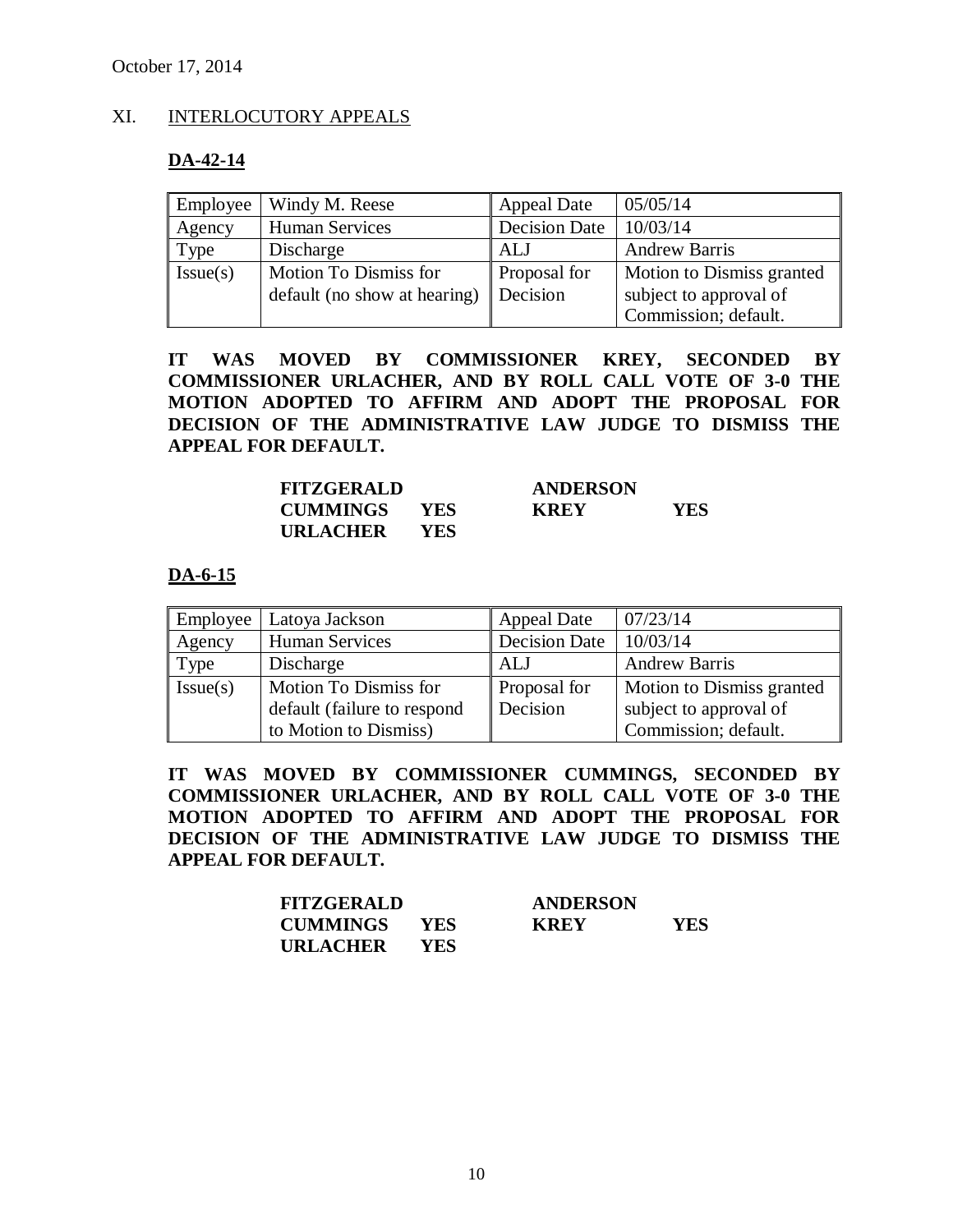October 17, 2014

## XI. INTERLOCUTORY APPEALS

### DA-42-14

| Employee | Windy M. Reese | Appeal Date | 05/05/14 |
|---|---|---|---|
| Agency | Human Services | Decision Date | 10/03/14 |
| Type | Discharge | ALJ | Andrew Barris |
| Issue(s) | Motion To Dismiss for default (no show at hearing) | Proposal for Decision | Motion to Dismiss granted subject to approval of Commission; default. |

**IT WAS MOVED BY COMMISSIONER KREY, SECONDED BY COMMISSIONER URLACHER, AND BY ROLL CALL VOTE OF 3-0 THE MOTION ADOPTED TO AFFIRM AND ADOPT THE PROPOSAL FOR DECISION OF THE ADMINISTRATIVE LAW JUDGE TO DISMISS THE APPEAL FOR DEFAULT.**

| | | | |
|---|---|---|---|
| **FITZGERALD** | | **ANDERSON** | |
| **CUMMINGS** | **YES** | **KREY** | **YES** |
| **URLACHER** | **YES** | | |

### DA-6-15

| Employee | Latoya Jackson | Appeal Date | 07/23/14 |
|---|---|---|---|
| Agency | Human Services | Decision Date | 10/03/14 |
| Type | Discharge | ALJ | Andrew Barris |
| Issue(s) | Motion To Dismiss for default (failure to respond to Motion to Dismiss) | Proposal for Decision | Motion to Dismiss granted subject to approval of Commission; default. |

**IT WAS MOVED BY COMMISSIONER CUMMINGS, SECONDED BY COMMISSIONER URLACHER, AND BY ROLL CALL VOTE OF 3-0 THE MOTION ADOPTED TO AFFIRM AND ADOPT THE PROPOSAL FOR DECISION OF THE ADMINISTRATIVE LAW JUDGE TO DISMISS THE APPEAL FOR DEFAULT.**

| | | | |
|---|---|---|---|
| **FITZGERALD** | | **ANDERSON** | |
| **CUMMINGS** | **YES** | **KREY** | **YES** |
| **URLACHER** | **YES** | | |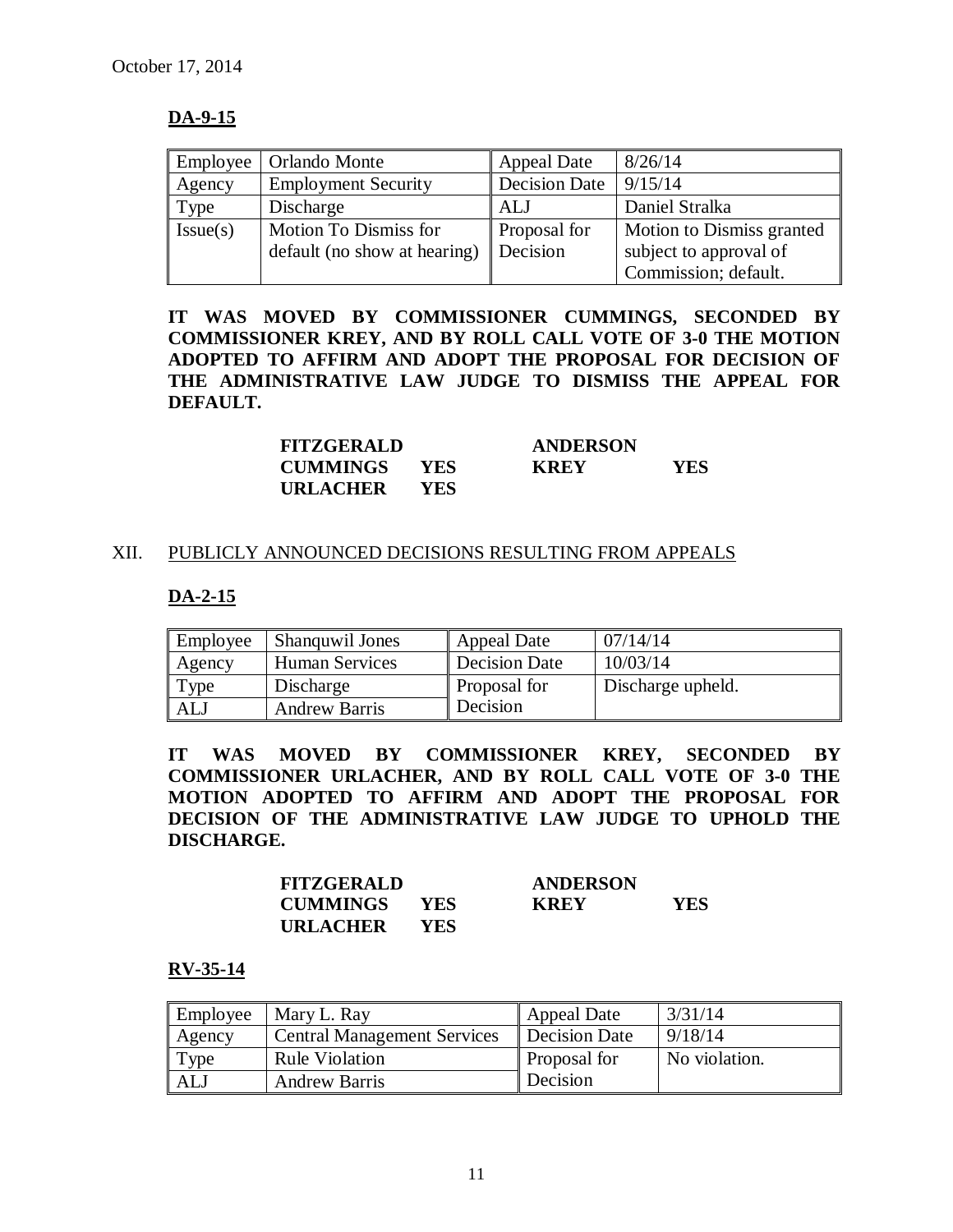October 17, 2014

**DA-9-15**

| Employee | Orlando Monte | Appeal Date | 8/26/14 |
|---|---|---|---|
| Agency | Employment Security | Decision Date | 9/15/14 |
| Type | Discharge | ALJ | Daniel Stralka |
| Issue(s) | Motion To Dismiss for default (no show at hearing) | Proposal for Decision | Motion to Dismiss granted subject to approval of Commission; default. |

**IT WAS MOVED BY COMMISSIONER CUMMINGS, SECONDED BY COMMISSIONER KREY, AND BY ROLL CALL VOTE OF 3-0 THE MOTION ADOPTED TO AFFIRM AND ADOPT THE PROPOSAL FOR DECISION OF THE ADMINISTRATIVE LAW JUDGE TO DISMISS THE APPEAL FOR DEFAULT.**

| | | | |
|---|---|---|---|
| **FITZGERALD** | | **ANDERSON** | |
| **CUMMINGS** | **YES** | **KREY** | **YES** |
| **URLACHER** | **YES** | | |

XII. PUBLICLY ANNOUNCED DECISIONS RESULTING FROM APPEALS

**DA-2-15**

| Employee | Shanquwil Jones | Appeal Date | 07/14/14 |
|---|---|---|---|
| Agency | Human Services | Decision Date | 10/03/14 |
| Type | Discharge | Proposal for Decision | Discharge upheld. |
| ALJ | Andrew Barris | | |

**IT WAS MOVED BY COMMISSIONER KREY, SECONDED BY COMMISSIONER URLACHER, AND BY ROLL CALL VOTE OF 3-0 THE MOTION ADOPTED TO AFFIRM AND ADOPT THE PROPOSAL FOR DECISION OF THE ADMINISTRATIVE LAW JUDGE TO UPHOLD THE DISCHARGE.**

| | | | |
|---|---|---|---|
| **FITZGERALD** | | **ANDERSON** | |
| **CUMMINGS** | **YES** | **KREY** | **YES** |
| **URLACHER** | **YES** | | |

**RV-35-14**

| Employee | Mary L. Ray | Appeal Date | 3/31/14 |
|---|---|---|---|
| Agency | Central Management Services | Decision Date | 9/18/14 |
| Type | Rule Violation | Proposal for Decision | No violation. |
| ALJ | Andrew Barris | | |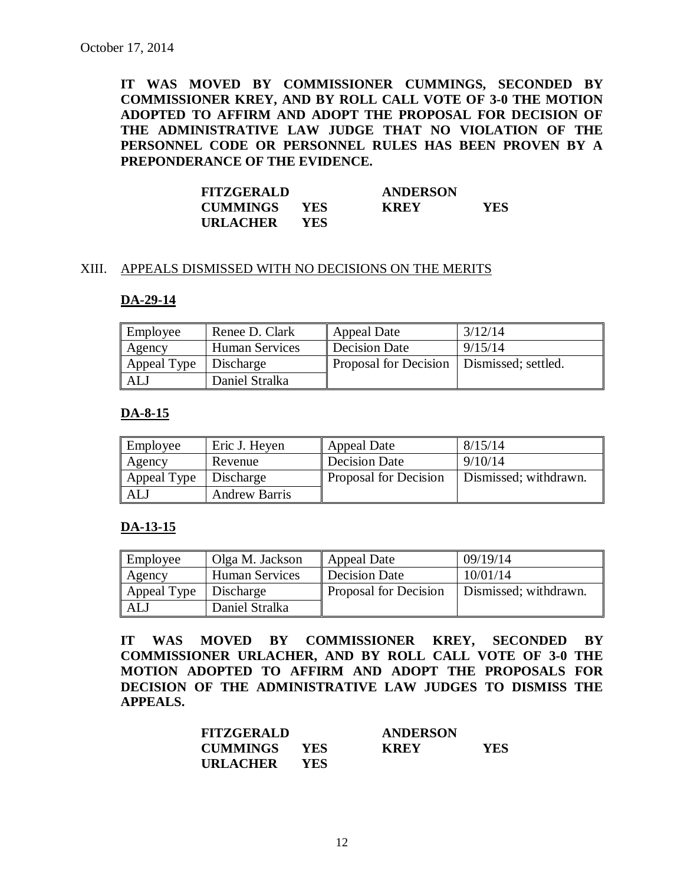October 17, 2014

**IT WAS MOVED BY COMMISSIONER CUMMINGS, SECONDED BY COMMISSIONER KREY, AND BY ROLL CALL VOTE OF 3-0 THE MOTION ADOPTED TO AFFIRM AND ADOPT THE PROPOSAL FOR DECISION OF THE ADMINISTRATIVE LAW JUDGE THAT NO VIOLATION OF THE PERSONNEL CODE OR PERSONNEL RULES HAS BEEN PROVEN BY A PREPONDERANCE OF THE EVIDENCE.**

| | | | |
|---|---|---|---|
| **FITZGERALD** | | **ANDERSON** | |
| **CUMMINGS** | **YES** | **KREY** | **YES** |
| **URLACHER** | **YES** | | |

XIII. APPEALS DISMISSED WITH NO DECISIONS ON THE MERITS

**DA-29-14**

| | | | |
|---|---|---|---|
| Employee | Renee D. Clark | Appeal Date | 3/12/14 |
| Agency | Human Services | Decision Date | 9/15/14 |
| Appeal Type | Discharge | Proposal for Decision | Dismissed; settled. |
| ALJ | Daniel Stralka | | |

**DA-8-15**

| | | | |
|---|---|---|---|
| Employee | Eric J. Heyen | Appeal Date | 8/15/14 |
| Agency | Revenue | Decision Date | 9/10/14 |
| Appeal Type | Discharge | Proposal for Decision | Dismissed; withdrawn. |
| ALJ | Andrew Barris | | |

**DA-13-15**

| | | | |
|---|---|---|---|
| Employee | Olga M. Jackson | Appeal Date | 09/19/14 |
| Agency | Human Services | Decision Date | 10/01/14 |
| Appeal Type | Discharge | Proposal for Decision | Dismissed; withdrawn. |
| ALJ | Daniel Stralka | | |

**IT WAS MOVED BY COMMISSIONER KREY, SECONDED BY COMMISSIONER URLACHER, AND BY ROLL CALL VOTE OF 3-0 THE MOTION ADOPTED TO AFFIRM AND ADOPT THE PROPOSALS FOR DECISION OF THE ADMINISTRATIVE LAW JUDGES TO DISMISS THE APPEALS.**

| | | | |
|---|---|---|---|
| **FITZGERALD** | | **ANDERSON** | |
| **CUMMINGS** | **YES** | **KREY** | **YES** |
| **URLACHER** | **YES** | | |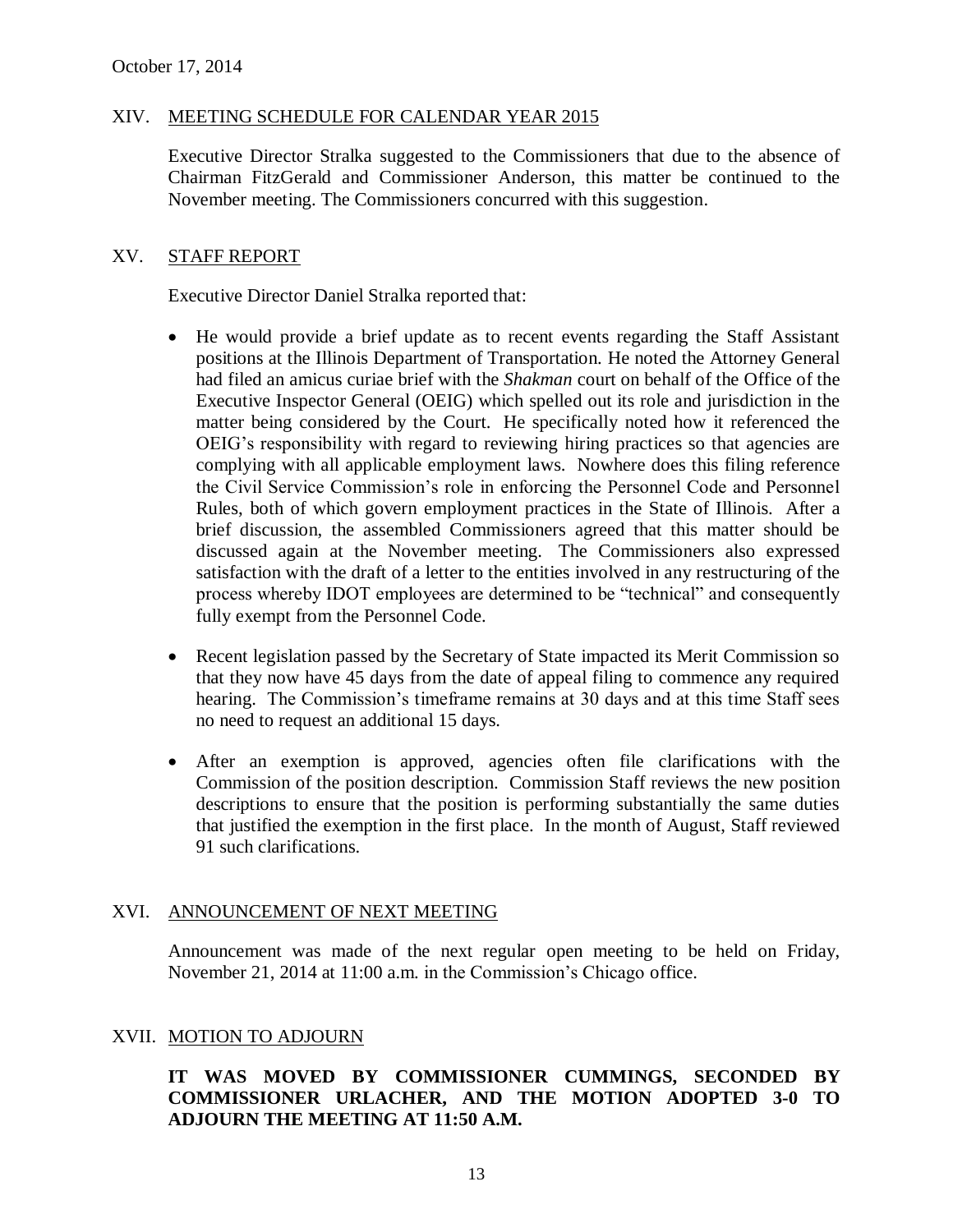October 17, 2014

## XIV. MEETING SCHEDULE FOR CALENDAR YEAR 2015

Executive Director Stralka suggested to the Commissioners that due to the absence of Chairman FitzGerald and Commissioner Anderson, this matter be continued to the November meeting. The Commissioners concurred with this suggestion.

## XV. STAFF REPORT

Executive Director Daniel Stralka reported that:

- He would provide a brief update as to recent events regarding the Staff Assistant positions at the Illinois Department of Transportation. He noted the Attorney General had filed an amicus curiae brief with the *Shakman* court on behalf of the Office of the Executive Inspector General (OEIG) which spelled out its role and jurisdiction in the matter being considered by the Court. He specifically noted how it referenced the OEIG's responsibility with regard to reviewing hiring practices so that agencies are complying with all applicable employment laws. Nowhere does this filing reference the Civil Service Commission's role in enforcing the Personnel Code and Personnel Rules, both of which govern employment practices in the State of Illinois. After a brief discussion, the assembled Commissioners agreed that this matter should be discussed again at the November meeting. The Commissioners also expressed satisfaction with the draft of a letter to the entities involved in any restructuring of the process whereby IDOT employees are determined to be "technical" and consequently fully exempt from the Personnel Code.

- Recent legislation passed by the Secretary of State impacted its Merit Commission so that they now have 45 days from the date of appeal filing to commence any required hearing. The Commission's timeframe remains at 30 days and at this time Staff sees no need to request an additional 15 days.

- After an exemption is approved, agencies often file clarifications with the Commission of the position description. Commission Staff reviews the new position descriptions to ensure that the position is performing substantially the same duties that justified the exemption in the first place. In the month of August, Staff reviewed 91 such clarifications.

## XVI. ANNOUNCEMENT OF NEXT MEETING

Announcement was made of the next regular open meeting to be held on Friday, November 21, 2014 at 11:00 a.m. in the Commission's Chicago office.

## XVII. MOTION TO ADJOURN

**IT WAS MOVED BY COMMISSIONER CUMMINGS, SECONDED BY COMMISSIONER URLACHER, AND THE MOTION ADOPTED 3-0 TO ADJOURN THE MEETING AT 11:50 A.M.**